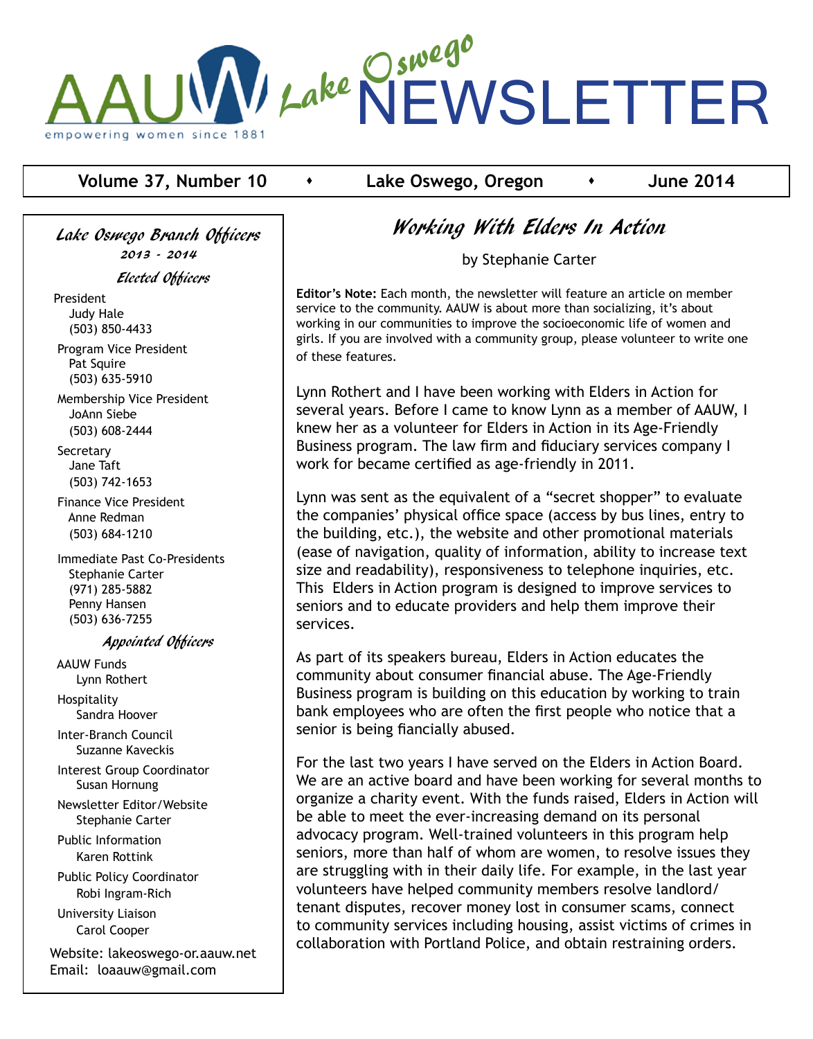# AAUW Lake Oswego NEWSLETTER

empowering women since 1881

**Volume 37, Number 10** • **Lake Oswego, Oregon** • **June 2014**

## Lake Oswego Branch Officers

**2013 - 2014**

### Elected Officers

President
Judy Hale
(503) 850-4433

Program Vice President
Pat Squire
(503) 635-5910

Membership Vice President
JoAnn Siebe
(503) 608-2444

Secretary
Jane Taft
(503) 742-1653

Finance Vice President
Anne Redman
(503) 684-1210

Immediate Past Co-Presidents
Stephanie Carter
(971) 285-5882
Penny Hansen
(503) 636-7255

### Appointed Officers

AAUW Funds
Lynn Rothert

Hospitality
Sandra Hoover

Inter-Branch Council
Suzanne Kaveckis

Interest Group Coordinator
Susan Hornung

Newsletter Editor/Website
Stephanie Carter

Public Information
Karen Rottink

Public Policy Coordinator
Robi Ingram-Rich

University Liaison
Carol Cooper

Website: lakeoswego-or.aauw.net
Email: loaauw@gmail.com

## Working With Elders In Action

by Stephanie Carter

**Editor's Note:** Each month, the newsletter will feature an article on member service to the community. AAUW is about more than socializing, it's about working in our communities to improve the socioeconomic life of women and girls. If you are involved with a community group, please volunteer to write one of these features.

Lynn Rothert and I have been working with Elders in Action for several years. Before I came to know Lynn as a member of AAUW, I knew her as a volunteer for Elders in Action in its Age-Friendly Business program. The law firm and fiduciary services company I work for became certified as age-friendly in 2011.

Lynn was sent as the equivalent of a "secret shopper" to evaluate the companies' physical office space (access by bus lines, entry to the building, etc.), the website and other promotional materials (ease of navigation, quality of information, ability to increase text size and readability), responsiveness to telephone inquiries, etc. This Elders in Action program is designed to improve services to seniors and to educate providers and help them improve their services.

As part of its speakers bureau, Elders in Action educates the community about consumer financial abuse. The Age-Friendly Business program is building on this education by working to train bank employees who are often the first people who notice that a senior is being fiancially abused.

For the last two years I have served on the Elders in Action Board. We are an active board and have been working for several months to organize a charity event. With the funds raised, Elders in Action will be able to meet the ever-increasing demand on its personal advocacy program. Well-trained volunteers in this program help seniors, more than half of whom are women, to resolve issues they are struggling with in their daily life. For example, in the last year volunteers have helped community members resolve landlord/tenant disputes, recover money lost in consumer scams, connect to community services including housing, assist victims of crimes in collaboration with Portland Police, and obtain restraining orders.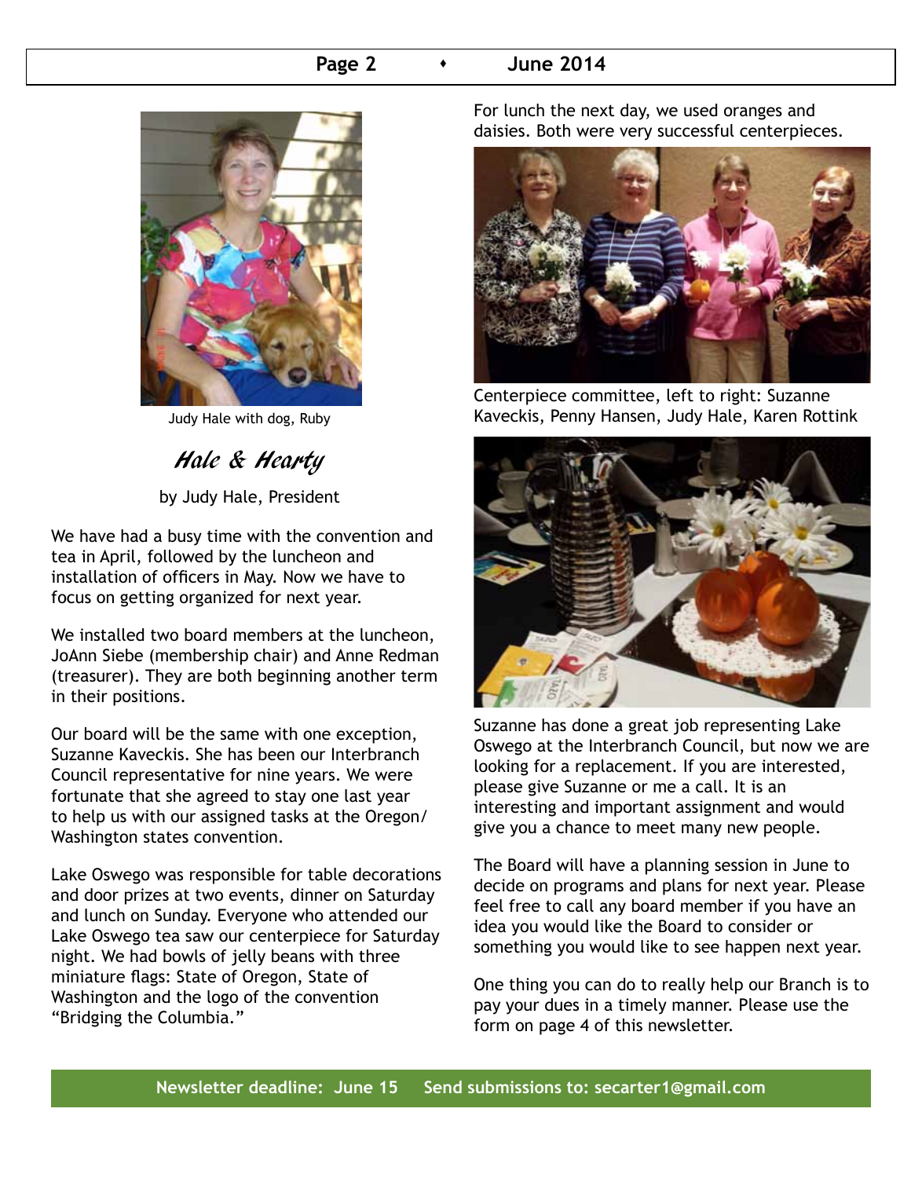Judy Hale with dog, Ruby

## *Hale & Hearty*

by Judy Hale, President

We have had a busy time with the convention and tea in April, followed by the luncheon and installation of officers in May. Now we have to focus on getting organized for next year.

We installed two board members at the luncheon, JoAnn Siebe (membership chair) and Anne Redman (treasurer). They are both beginning another term in their positions.

Our board will be the same with one exception, Suzanne Kaveckis. She has been our Interbranch Council representative for nine years. We were fortunate that she agreed to stay one last year to help us with our assigned tasks at the Oregon/ Washington states convention.

Lake Oswego was responsible for table decorations and door prizes at two events, dinner on Saturday and lunch on Sunday. Everyone who attended our Lake Oswego tea saw our centerpiece for Saturday night. We had bowls of jelly beans with three miniature flags: State of Oregon, State of Washington and the logo of the convention "Bridging the Columbia."

For lunch the next day, we used oranges and daisies. Both were very successful centerpieces.

Centerpiece committee, left to right: Suzanne Kaveckis, Penny Hansen, Judy Hale, Karen Rottink

Suzanne has done a great job representing Lake Oswego at the Interbranch Council, but now we are looking for a replacement. If you are interested, please give Suzanne or me a call. It is an interesting and important assignment and would give you a chance to meet many new people.

The Board will have a planning session in June to decide on programs and plans for next year. Please feel free to call any board member if you have an idea you would like the Board to consider or something you would like to see happen next year.

One thing you can do to really help our Branch is to pay your dues in a timely manner. Please use the form on page 4 of this newsletter.

**Newsletter deadline: June 15 Send submissions to: secarter1@gmail.com**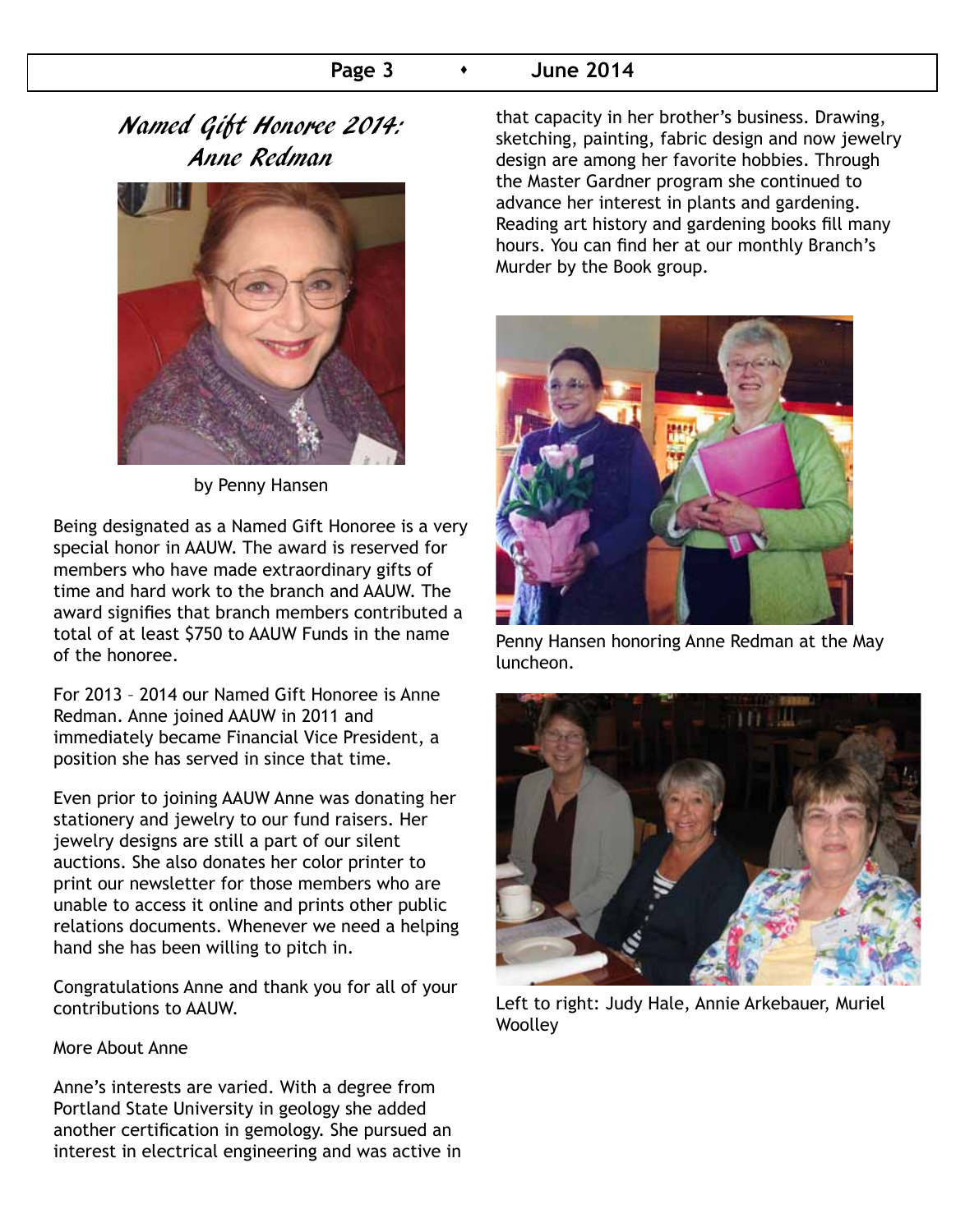## *Named Gift Honoree 2014: Anne Redman*

by Penny Hansen

Being designated as a Named Gift Honoree is a very special honor in AAUW. The award is reserved for members who have made extraordinary gifts of time and hard work to the branch and AAUW. The award signifies that branch members contributed a total of at least $750 to AAUW Funds in the name of the honoree.

For 2013 – 2014 our Named Gift Honoree is Anne Redman. Anne joined AAUW in 2011 and immediately became Financial Vice President, a position she has served in since that time.

Even prior to joining AAUW Anne was donating her stationery and jewelry to our fund raisers. Her jewelry designs are still a part of our silent auctions. She also donates her color printer to print our newsletter for those members who are unable to access it online and prints other public relations documents. Whenever we need a helping hand she has been willing to pitch in.

Congratulations Anne and thank you for all of your contributions to AAUW.

More About Anne

Anne's interests are varied. With a degree from Portland State University in geology she added another certification in gemology. She pursued an interest in electrical engineering and was active in that capacity in her brother's business. Drawing, sketching, painting, fabric design and now jewelry design are among her favorite hobbies. Through the Master Gardner program she continued to advance her interest in plants and gardening. Reading art history and gardening books fill many hours. You can find her at our monthly Branch's Murder by the Book group.

Penny Hansen honoring Anne Redman at the May luncheon.

Left to right: Judy Hale, Annie Arkebauer, Muriel Woolley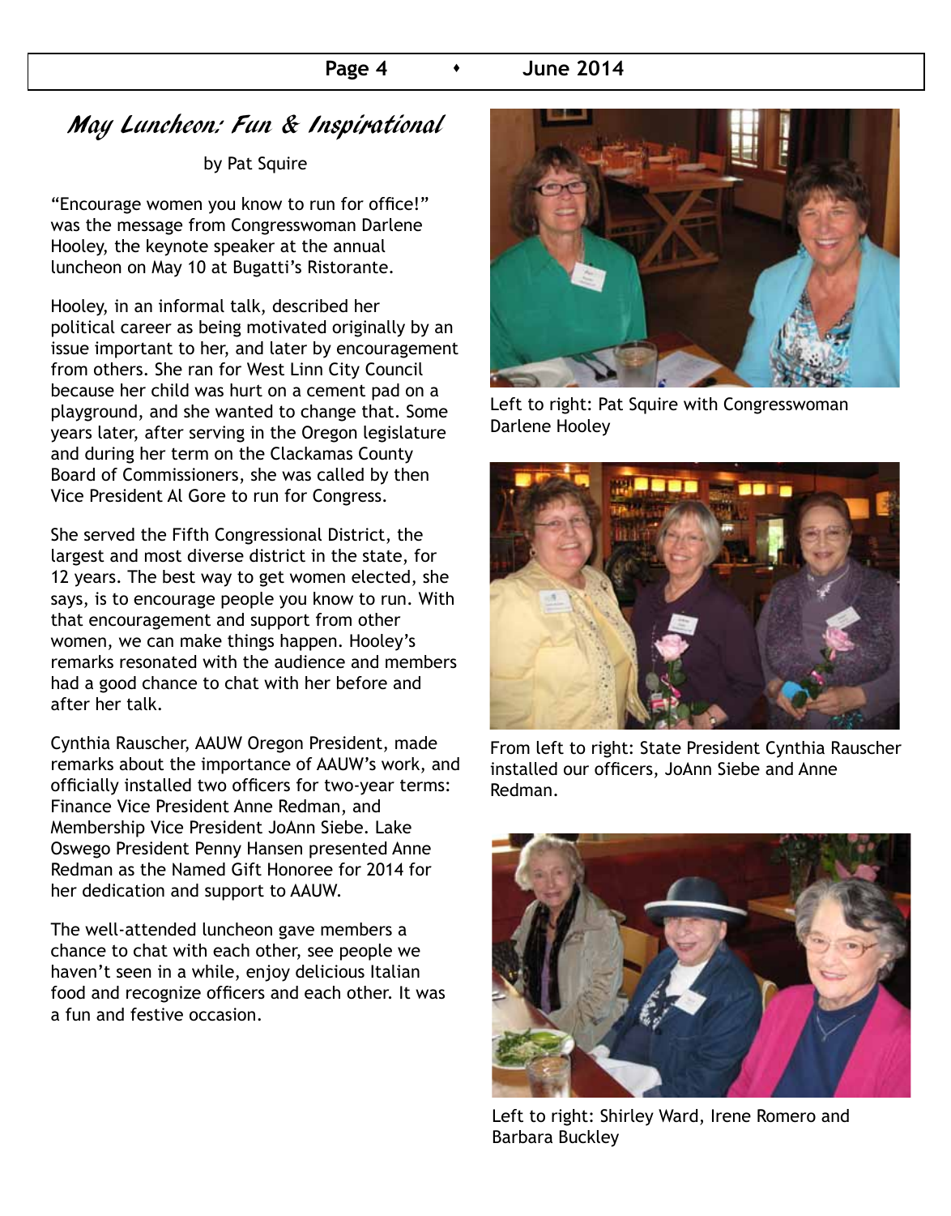## *May Luncheon: Fun & Inspirational*

by Pat Squire

"Encourage women you know to run for office!" was the message from Congresswoman Darlene Hooley, the keynote speaker at the annual luncheon on May 10 at Bugatti's Ristorante.

Hooley, in an informal talk, described her political career as being motivated originally by an issue important to her, and later by encouragement from others. She ran for West Linn City Council because her child was hurt on a cement pad on a playground, and she wanted to change that. Some years later, after serving in the Oregon legislature and during her term on the Clackamas County Board of Commissioners, she was called by then Vice President Al Gore to run for Congress.

She served the Fifth Congressional District, the largest and most diverse district in the state, for 12 years. The best way to get women elected, she says, is to encourage people you know to run. With that encouragement and support from other women, we can make things happen. Hooley's remarks resonated with the audience and members had a good chance to chat with her before and after her talk.

Cynthia Rauscher, AAUW Oregon President, made remarks about the importance of AAUW's work, and officially installed two officers for two-year terms: Finance Vice President Anne Redman, and Membership Vice President JoAnn Siebe. Lake Oswego President Penny Hansen presented Anne Redman as the Named Gift Honoree for 2014 for her dedication and support to AAUW.

The well-attended luncheon gave members a chance to chat with each other, see people we haven't seen in a while, enjoy delicious Italian food and recognize officers and each other. It was a fun and festive occasion.

Left to right: Pat Squire with Congresswoman Darlene Hooley

From left to right: State President Cynthia Rauscher installed our officers, JoAnn Siebe and Anne Redman.

Left to right: Shirley Ward, Irene Romero and Barbara Buckley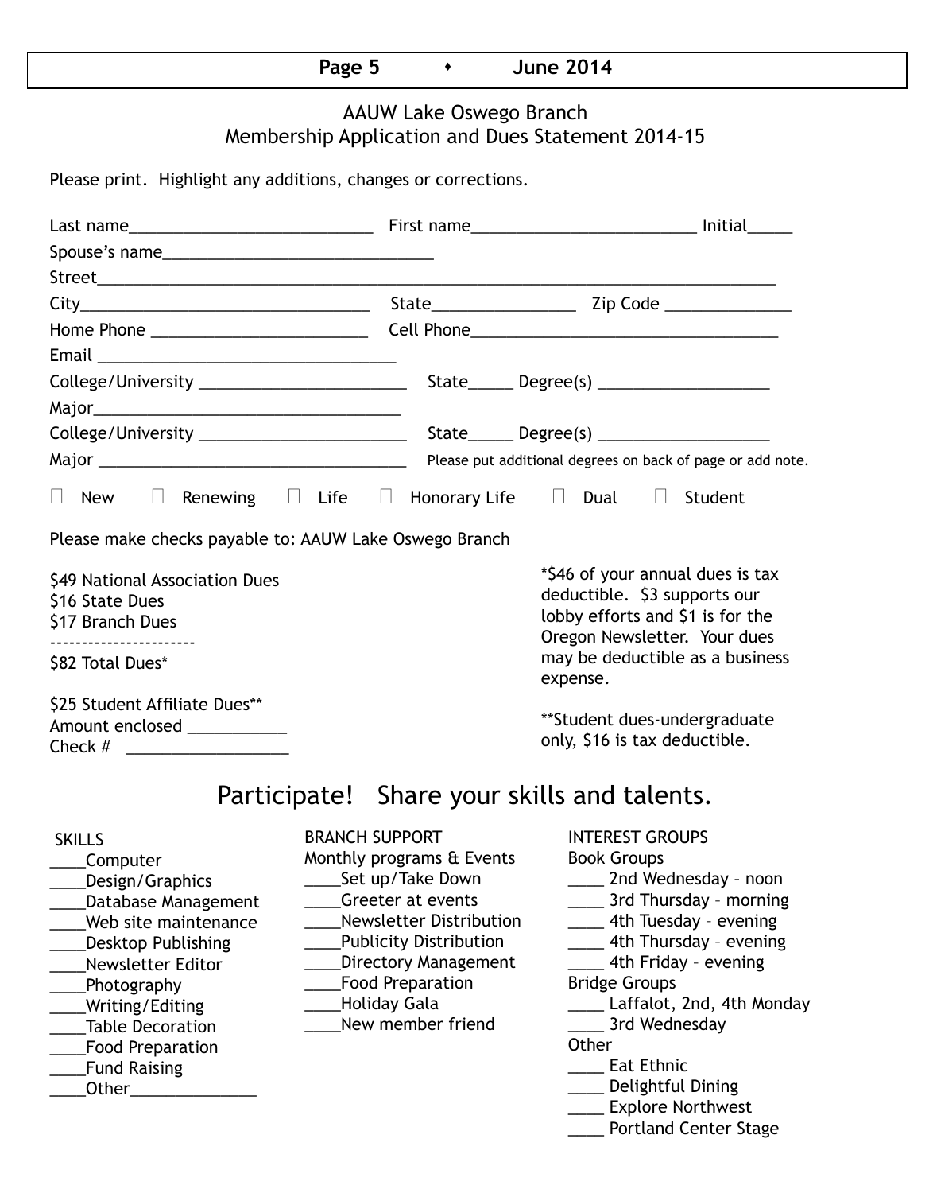## AAUW Lake Oswego Branch
## Membership Application and Dues Statement 2014-15

Please print. Highlight any additions, changes or corrections.

Last name___________________________ First name_________________________ Initial_____

Spouse's name______________________________

Street___________________________________________________________________________

City_________________________________ State________________ Zip Code ______________

Home Phone ________________________ Cell Phone__________________________________

Email _________________________________

College/University _______________________ State_____ Degree(s) ___________________

Major___________________________________

College/University _______________________ State_____ Degree(s) ___________________

Major ___________________________________ Please put additional degrees on back of page or add note.

☐ New ☐ Renewing ☐ Life ☐ Honorary Life ☐ Dual ☐ Student

Please make checks payable to: AAUW Lake Oswego Branch

$49 National Association Dues
$16 State Dues
$17 Branch Dues
----------------------
$82 Total Dues*

$25 Student Affiliate Dues**
Amount enclosed ___________
Check # __________________

*$46 of your annual dues is tax deductible. $3 supports our lobby efforts and $1 is for the Oregon Newsletter. Your dues may be deductible as a business expense.

**Student dues-undergraduate only, $16 is tax deductible.

## Participate! Share your skills and talents.

SKILLS
____Computer
____Design/Graphics
____Database Management
____Web site maintenance
____Desktop Publishing
____Newsletter Editor
____Photography
____Writing/Editing
____Table Decoration
____Food Preparation
____Fund Raising
____Other______________

BRANCH SUPPORT
Monthly programs & Events
____Set up/Take Down
____Greeter at events
____Newsletter Distribution
____Publicity Distribution
____Directory Management
____Food Preparation
____Holiday Gala
____New member friend

INTEREST GROUPS
Book Groups
____ 2nd Wednesday – noon
____ 3rd Thursday – morning
____ 4th Tuesday – evening
____ 4th Thursday – evening
____ 4th Friday – evening

Bridge Groups
____ Laffalot, 2nd, 4th Monday
____ 3rd Wednesday

Other
____ Eat Ethnic
____ Delightful Dining
____ Explore Northwest
____ Portland Center Stage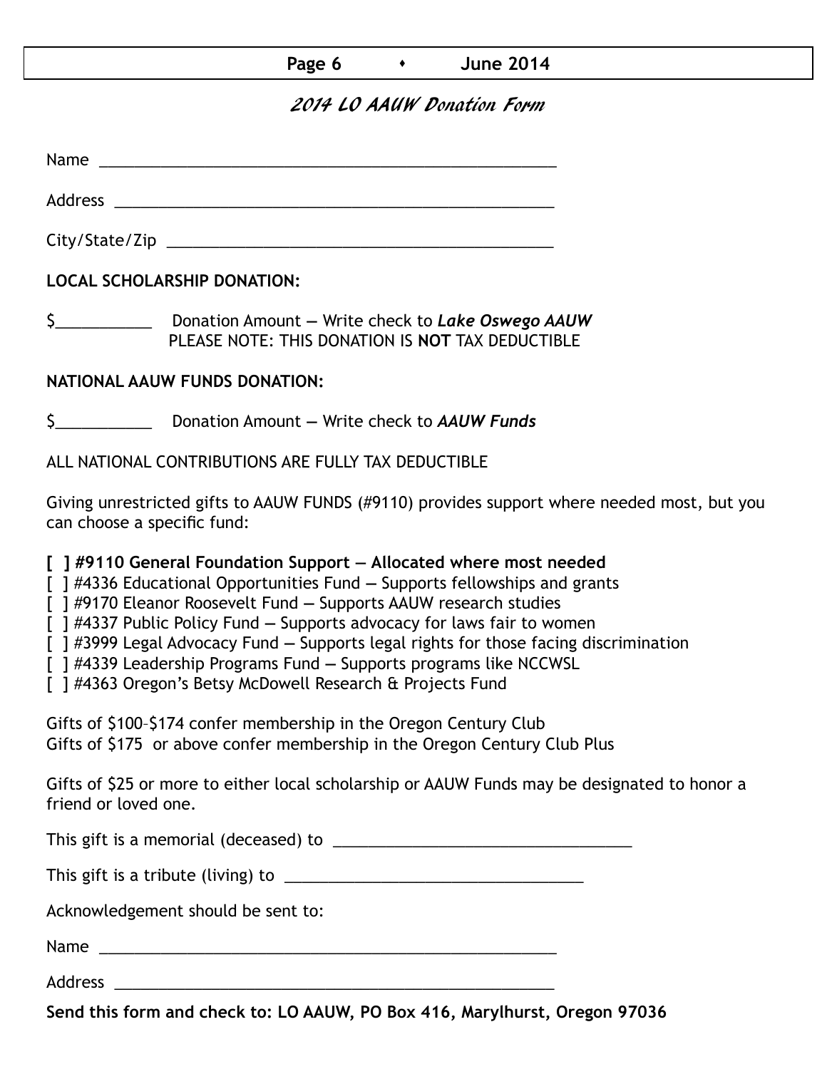## *2014 LO AAUW Donation Form*

Name ____________________________________________________

Address __________________________________________________

City/State/Zip ____________________________________________

**LOCAL SCHOLARSHIP DONATION:**

$___________ Donation Amount — Write check to ***Lake Oswego AAUW***
PLEASE NOTE: THIS DONATION IS **NOT** TAX DEDUCTIBLE

**NATIONAL AAUW FUNDS DONATION:**

$___________ Donation Amount — Write check to ***AAUW Funds***

ALL NATIONAL CONTRIBUTIONS ARE FULLY TAX DEDUCTIBLE

Giving unrestricted gifts to AAUW FUNDS (#9110) provides support where needed most, but you can choose a specific fund:

**[ ] #9110 General Foundation Support — Allocated where most needed**
[ ] #4336 Educational Opportunities Fund — Supports fellowships and grants
[ ] #9170 Eleanor Roosevelt Fund — Supports AAUW research studies
[ ] #4337 Public Policy Fund — Supports advocacy for laws fair to women
[ ] #3999 Legal Advocacy Fund — Supports legal rights for those facing discrimination
[ ] #4339 Leadership Programs Fund — Supports programs like NCCWSL
[ ] #4363 Oregon's Betsy McDowell Research & Projects Fund

Gifts of $100–$174 confer membership in the Oregon Century Club
Gifts of $175 or above confer membership in the Oregon Century Club Plus

Gifts of $25 or more to either local scholarship or AAUW Funds may be designated to honor a friend or loved one.

This gift is a memorial (deceased) to ________________________________

This gift is a tribute (living) to ________________________________

Acknowledgement should be sent to:

Name ____________________________________________________

Address __________________________________________________

**Send this form and check to: LO AAUW, PO Box 416, Marylhurst, Oregon 97036**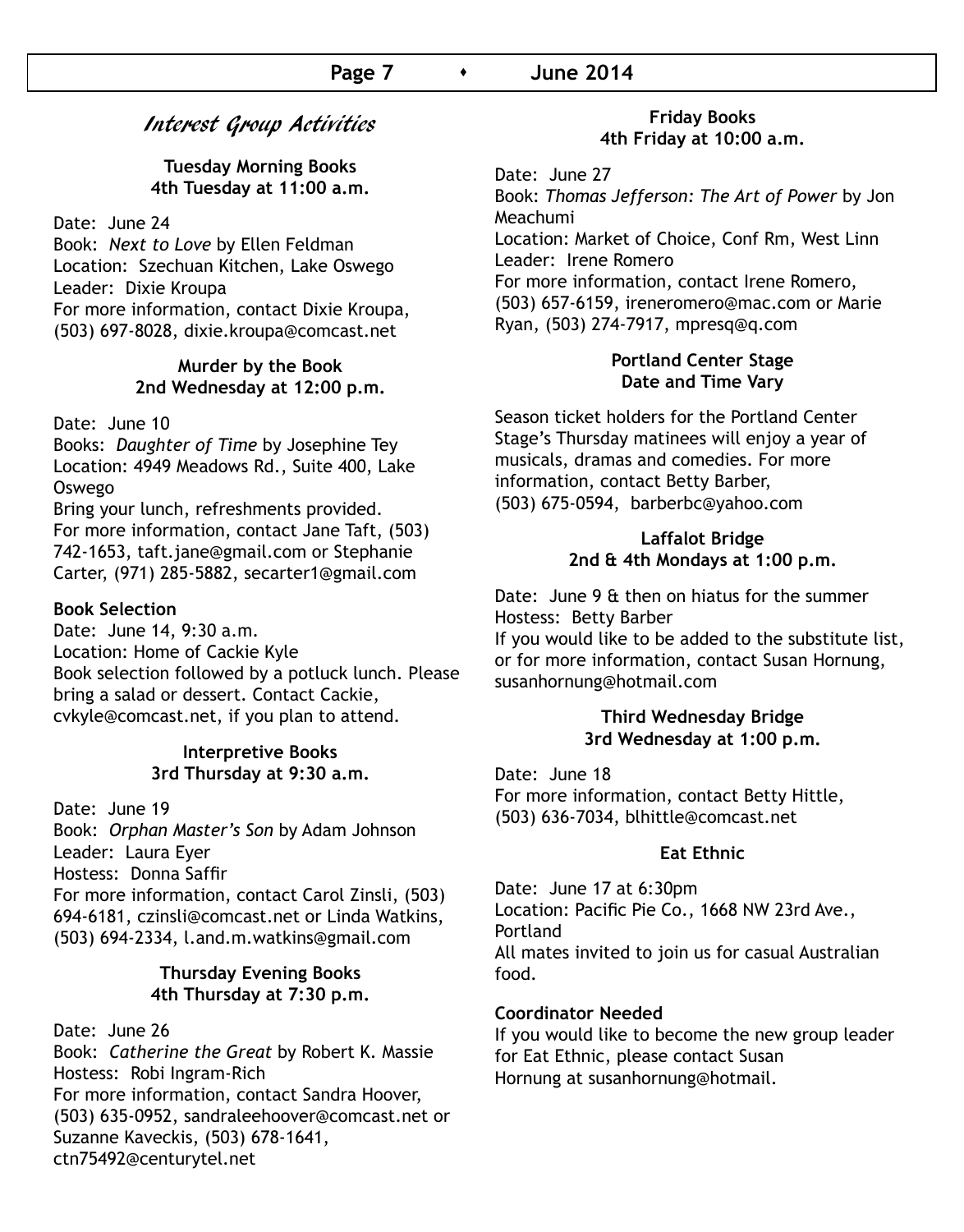# *Interest Group Activities*

### Tuesday Morning Books
**4th Tuesday at 11:00 a.m.**

Date: June 24
Book: *Next to Love* by Ellen Feldman
Location: Szechuan Kitchen, Lake Oswego
Leader: Dixie Kroupa
For more information, contact Dixie Kroupa, (503) 697-8028, dixie.kroupa@comcast.net

### Murder by the Book
**2nd Wednesday at 12:00 p.m.**

Date: June 10
Books: *Daughter of Time* by Josephine Tey
Location: 4949 Meadows Rd., Suite 400, Lake Oswego
Bring your lunch, refreshments provided.
For more information, contact Jane Taft, (503) 742-1653, taft.jane@gmail.com or Stephanie Carter, (971) 285-5882, secarter1@gmail.com

**Book Selection**
Date: June 14, 9:30 a.m.
Location: Home of Cackie Kyle
Book selection followed by a potluck lunch. Please bring a salad or dessert. Contact Cackie, cvkyle@comcast.net, if you plan to attend.

### Interpretive Books
**3rd Thursday at 9:30 a.m.**

Date: June 19
Book: *Orphan Master's Son* by Adam Johnson
Leader: Laura Eyer
Hostess: Donna Saffir
For more information, contact Carol Zinsli, (503) 694-6181, czinsli@comcast.net or Linda Watkins, (503) 694-2334, l.and.m.watkins@gmail.com

### Thursday Evening Books
**4th Thursday at 7:30 p.m.**

Date: June 26
Book: *Catherine the Great* by Robert K. Massie
Hostess: Robi Ingram-Rich
For more information, contact Sandra Hoover, (503) 635-0952, sandraleehoover@comcast.net or Suzanne Kaveckis, (503) 678-1641, ctn75492@centurytel.net

### Friday Books
**4th Friday at 10:00 a.m.**

Date: June 27
Book: *Thomas Jefferson: The Art of Power* by Jon Meachumi
Location: Market of Choice, Conf Rm, West Linn
Leader: Irene Romero
For more information, contact Irene Romero, (503) 657-6159, ireneromero@mac.com or Marie Ryan, (503) 274-7917, mpresq@q.com

### Portland Center Stage
**Date and Time Vary**

Season ticket holders for the Portland Center Stage's Thursday matinees will enjoy a year of musicals, dramas and comedies. For more information, contact Betty Barber, (503) 675-0594, barberbc@yahoo.com

### Laffalot Bridge
**2nd & 4th Mondays at 1:00 p.m.**

Date: June 9 & then on hiatus for the summer
Hostess: Betty Barber
If you would like to be added to the substitute list, or for more information, contact Susan Hornung, susanhornung@hotmail.com

### Third Wednesday Bridge
**3rd Wednesday at 1:00 p.m.**

Date: June 18
For more information, contact Betty Hittle, (503) 636-7034, blhittle@comcast.net

### Eat Ethnic

Date: June 17 at 6:30pm
Location: Pacific Pie Co., 1668 NW 23rd Ave., Portland
All mates invited to join us for casual Australian food.

**Coordinator Needed**
If you would like to become the new group leader for Eat Ethnic, please contact Susan Hornung at susanhornung@hotmail.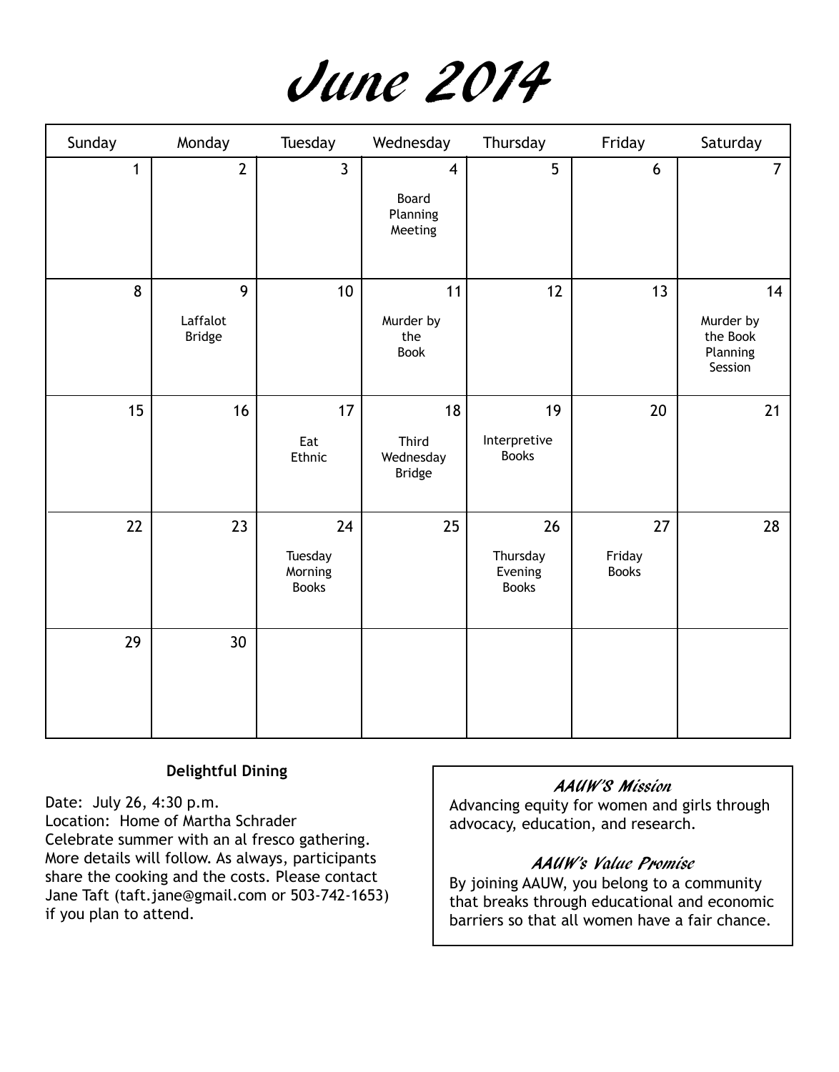# June 2014

| Sunday | Monday | Tuesday | Wednesday | Thursday | Friday | Saturday |
|---|---|---|---|---|---|---|
| 1 | 2 | 3 | 4<br>Board Planning Meeting | 5 | 6 | 7 |
| 8 | 9<br>Laffalot Bridge | 10 | 11<br>Murder by the Book | 12 | 13 | 14<br>Murder by the Book Planning Session |
| 15 | 16 | 17<br>Eat Ethnic | 18<br>Third Wednesday Bridge | 19<br>Interpretive Books | 20 | 21 |
| 22 | 23 | 24<br>Tuesday Morning Books | 25 | 26<br>Thursday Evening Books | 27<br>Friday Books | 28 |
| 29 | 30 | | | | | |

**Delightful Dining**

Date: July 26, 4:30 p.m.
Location: Home of Martha Schrader
Celebrate summer with an al fresco gathering. More details will follow. As always, participants share the cooking and the costs. Please contact Jane Taft (taft.jane@gmail.com or 503-742-1653) if you plan to attend.

***AAUW'S Mission***

Advancing equity for women and girls through advocacy, education, and research.

***AAUW's Value Promise***

By joining AAUW, you belong to a community that breaks through educational and economic barriers so that all women have a fair chance.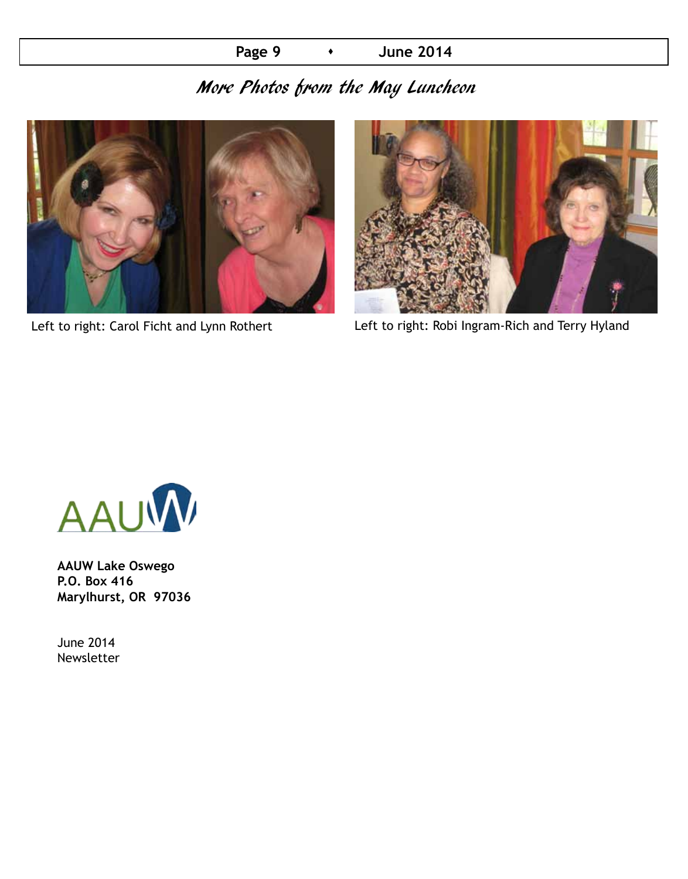# *More Photos from the May Luncheon*

Left to right: Carol Ficht and Lynn Rothert

Left to right: Robi Ingram-Rich and Terry Hyland

**AAUW Lake Oswego**
**P.O. Box 416**
**Marylhurst, OR 97036**

June 2014
Newsletter